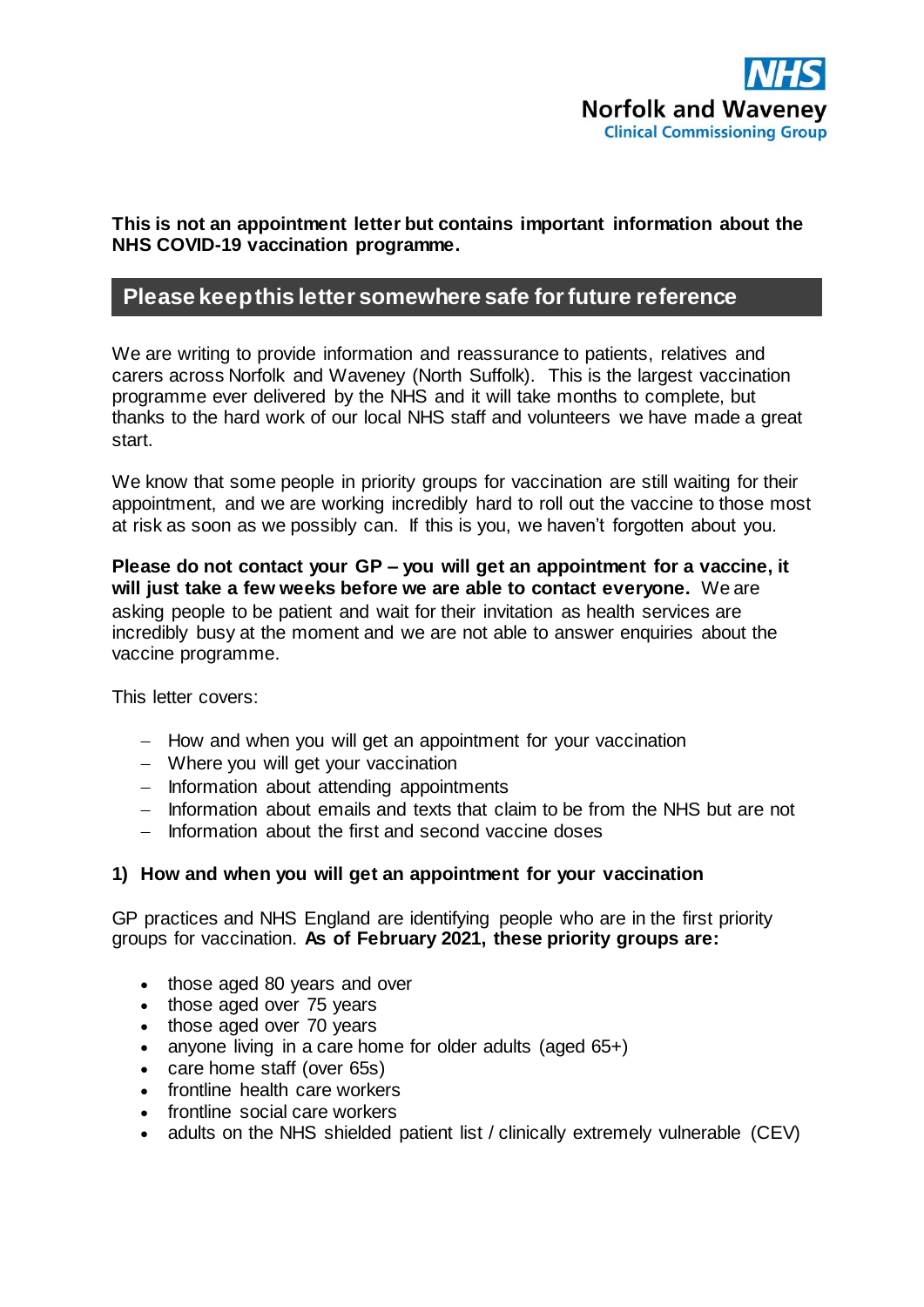NHS
Norfolk and Waveney
Clinical Commissioning Group

**This is not an appointment letter but contains important information about the NHS COVID-19 vaccination programme.**

## Please keep this letter somewhere safe for future reference

We are writing to provide information and reassurance to patients, relatives and carers across Norfolk and Waveney (North Suffolk). This is the largest vaccination programme ever delivered by the NHS and it will take months to complete, but thanks to the hard work of our local NHS staff and volunteers we have made a great start.

We know that some people in priority groups for vaccination are still waiting for their appointment, and we are working incredibly hard to roll out the vaccine to those most at risk as soon as we possibly can. If this is you, we haven't forgotten about you.

**Please do not contact your GP – you will get an appointment for a vaccine, it will just take a few weeks before we are able to contact everyone.** We are asking people to be patient and wait for their invitation as health services are incredibly busy at the moment and we are not able to answer enquiries about the vaccine programme.

This letter covers:

- How and when you will get an appointment for your vaccination
- Where you will get your vaccination
- Information about attending appointments
- Information about emails and texts that claim to be from the NHS but are not
- Information about the first and second vaccine doses

### 1) How and when you will get an appointment for your vaccination

GP practices and NHS England are identifying people who are in the first priority groups for vaccination. **As of February 2021, these priority groups are:**

- those aged 80 years and over
- those aged over 75 years
- those aged over 70 years
- anyone living in a care home for older adults (aged 65+)
- care home staff (over 65s)
- frontline health care workers
- frontline social care workers
- adults on the NHS shielded patient list / clinically extremely vulnerable (CEV)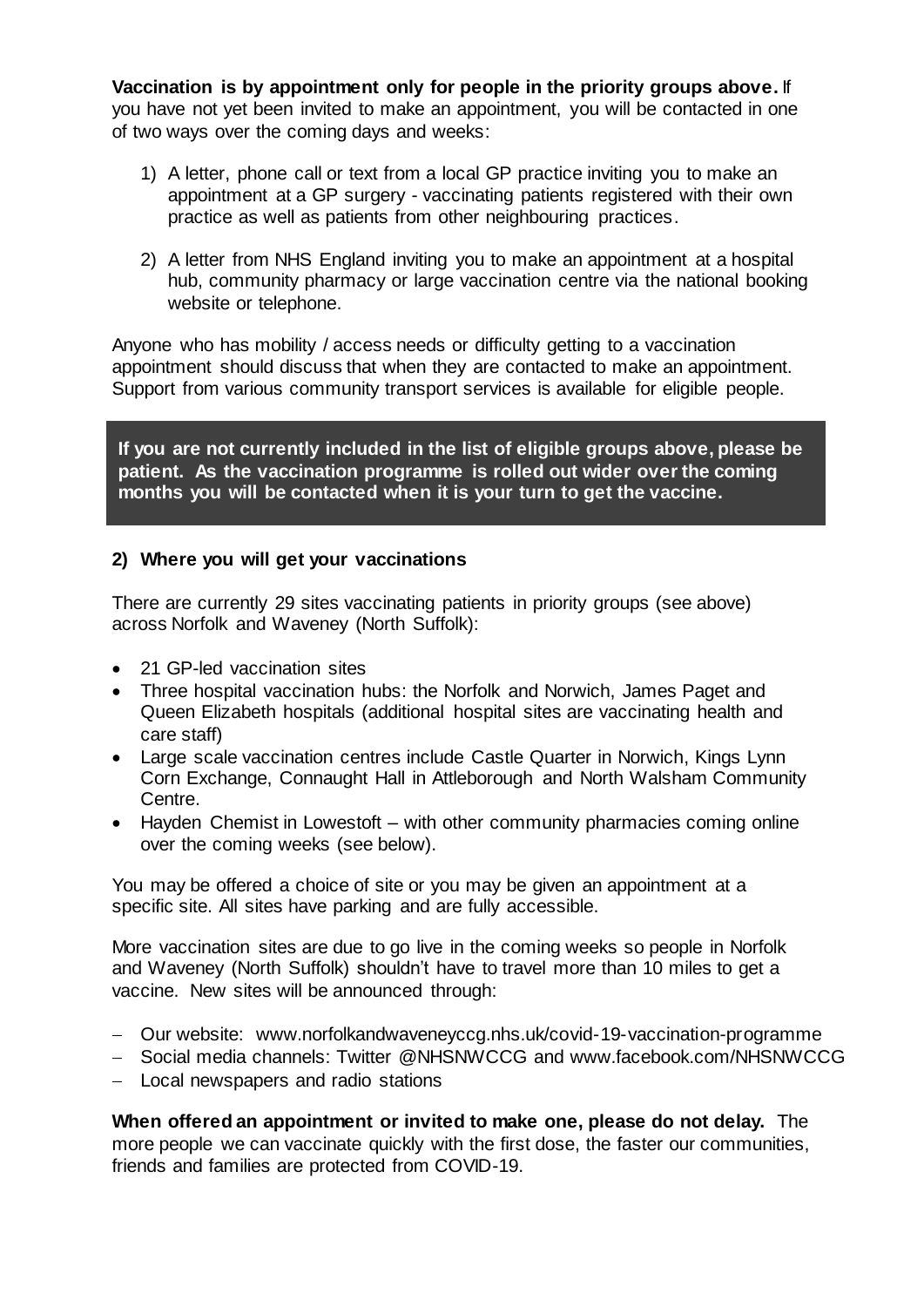**Vaccination is by appointment only for people in the priority groups above.** If you have not yet been invited to make an appointment, you will be contacted in one of two ways over the coming days and weeks:

1) A letter, phone call or text from a local GP practice inviting you to make an appointment at a GP surgery - vaccinating patients registered with their own practice as well as patients from other neighbouring practices.

2) A letter from NHS England inviting you to make an appointment at a hospital hub, community pharmacy or large vaccination centre via the national booking website or telephone.

Anyone who has mobility / access needs or difficulty getting to a vaccination appointment should discuss that when they are contacted to make an appointment. Support from various community transport services is available for eligible people.

**If you are not currently included in the list of eligible groups above, please be patient. As the vaccination programme is rolled out wider over the coming months you will be contacted when it is your turn to get the vaccine.**

## 2) Where you will get your vaccinations

There are currently 29 sites vaccinating patients in priority groups (see above) across Norfolk and Waveney (North Suffolk):

- 21 GP-led vaccination sites
- Three hospital vaccination hubs: the Norfolk and Norwich, James Paget and Queen Elizabeth hospitals (additional hospital sites are vaccinating health and care staff)
- Large scale vaccination centres include Castle Quarter in Norwich, Kings Lynn Corn Exchange, Connaught Hall in Attleborough and North Walsham Community Centre.
- Hayden Chemist in Lowestoft – with other community pharmacies coming online over the coming weeks (see below).

You may be offered a choice of site or you may be given an appointment at a specific site. All sites have parking and are fully accessible.

More vaccination sites are due to go live in the coming weeks so people in Norfolk and Waveney (North Suffolk) shouldn't have to travel more than 10 miles to get a vaccine. New sites will be announced through:

- Our website: www.norfolkandwaveneyccg.nhs.uk/covid-19-vaccination-programme
- Social media channels: Twitter @NHSNWCCG and www.facebook.com/NHSNWCCG
- Local newspapers and radio stations

**When offered an appointment or invited to make one, please do not delay.** The more people we can vaccinate quickly with the first dose, the faster our communities, friends and families are protected from COVID-19.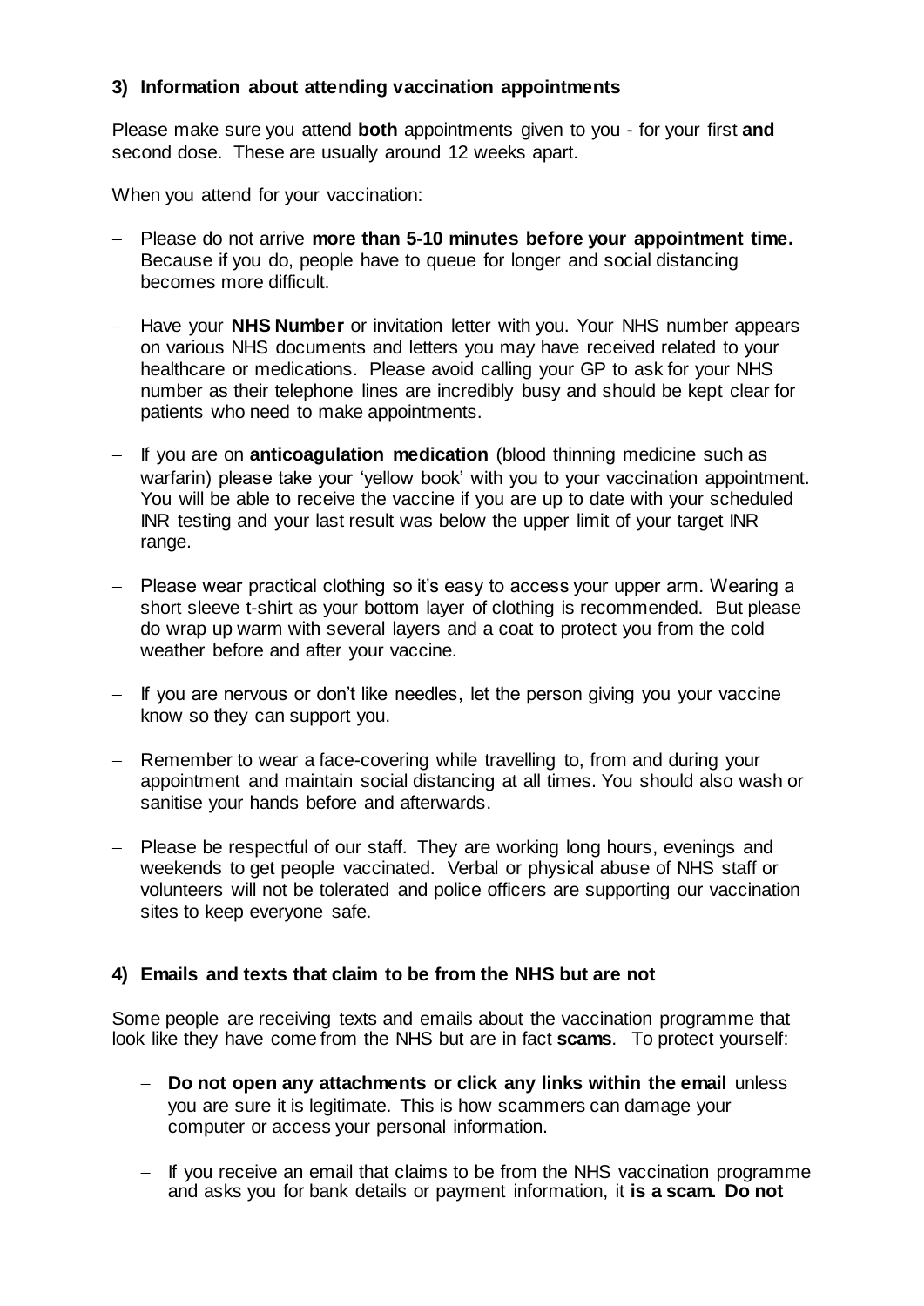### 3) Information about attending vaccination appointments

Please make sure you attend **both** appointments given to you - for your first **and** second dose. These are usually around 12 weeks apart.

When you attend for your vaccination:

- Please do not arrive **more than 5-10 minutes before your appointment time.** Because if you do, people have to queue for longer and social distancing becomes more difficult.
- Have your **NHS Number** or invitation letter with you. Your NHS number appears on various NHS documents and letters you may have received related to your healthcare or medications. Please avoid calling your GP to ask for your NHS number as their telephone lines are incredibly busy and should be kept clear for patients who need to make appointments.
- If you are on **anticoagulation medication** (blood thinning medicine such as warfarin) please take your 'yellow book' with you to your vaccination appointment. You will be able to receive the vaccine if you are up to date with your scheduled INR testing and your last result was below the upper limit of your target INR range.
- Please wear practical clothing so it's easy to access your upper arm. Wearing a short sleeve t-shirt as your bottom layer of clothing is recommended. But please do wrap up warm with several layers and a coat to protect you from the cold weather before and after your vaccine.
- If you are nervous or don't like needles, let the person giving you your vaccine know so they can support you.
- Remember to wear a face-covering while travelling to, from and during your appointment and maintain social distancing at all times. You should also wash or sanitise your hands before and afterwards.
- Please be respectful of our staff. They are working long hours, evenings and weekends to get people vaccinated. Verbal or physical abuse of NHS staff or volunteers will not be tolerated and police officers are supporting our vaccination sites to keep everyone safe.

### 4) Emails and texts that claim to be from the NHS but are not

Some people are receiving texts and emails about the vaccination programme that look like they have come from the NHS but are in fact **scams**. To protect yourself:

- **Do not open any attachments or click any links within the email** unless you are sure it is legitimate. This is how scammers can damage your computer or access your personal information.
- If you receive an email that claims to be from the NHS vaccination programme and asks you for bank details or payment information, it **is a scam. Do not**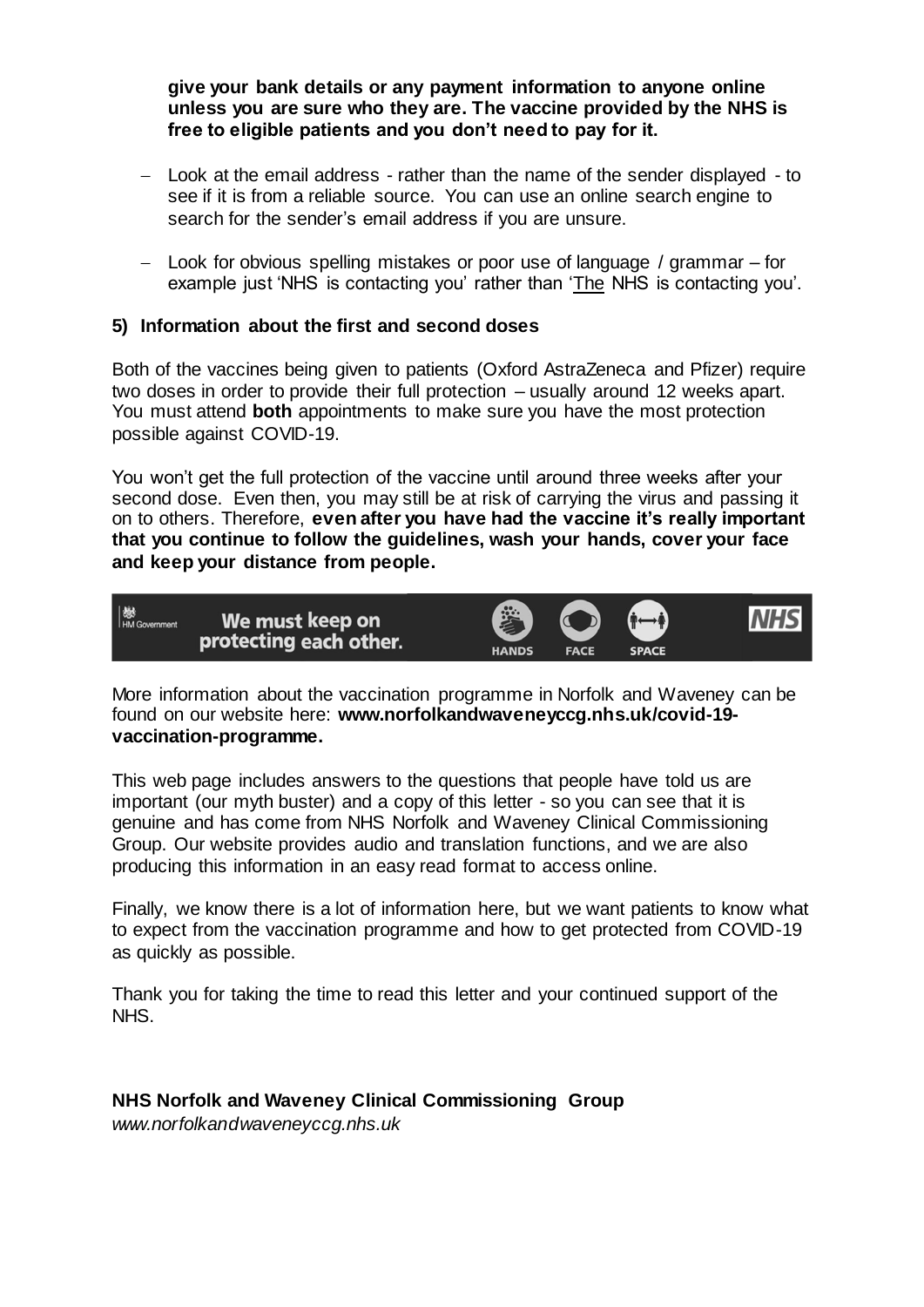**give your bank details or any payment information to anyone online unless you are sure who they are. The vaccine provided by the NHS is free to eligible patients and you don't need to pay for it.**

- Look at the email address - rather than the name of the sender displayed - to see if it is from a reliable source. You can use an online search engine to search for the sender's email address if you are unsure.
- Look for obvious spelling mistakes or poor use of language / grammar – for example just 'NHS is contacting you' rather than 'The NHS is contacting you'.

### 5) Information about the first and second doses

Both of the vaccines being given to patients (Oxford AstraZeneca and Pfizer) require two doses in order to provide their full protection – usually around 12 weeks apart. You must attend **both** appointments to make sure you have the most protection possible against COVID-19.

You won't get the full protection of the vaccine until around three weeks after your second dose. Even then, you may still be at risk of carrying the virus and passing it on to others. Therefore, **even after you have had the vaccine it's really important that you continue to follow the guidelines, wash your hands, cover your face and keep your distance from people.**

HM Government We must keep on protecting each other. HANDS FACE SPACE NHS

More information about the vaccination programme in Norfolk and Waveney can be found on our website here: **www.norfolkandwaveneyccg.nhs.uk/covid-19-vaccination-programme.**

This web page includes answers to the questions that people have told us are important (our myth buster) and a copy of this letter - so you can see that it is genuine and has come from NHS Norfolk and Waveney Clinical Commissioning Group. Our website provides audio and translation functions, and we are also producing this information in an easy read format to access online.

Finally, we know there is a lot of information here, but we want patients to know what to expect from the vaccination programme and how to get protected from COVID-19 as quickly as possible.

Thank you for taking the time to read this letter and your continued support of the NHS.

**NHS Norfolk and Waveney Clinical Commissioning Group**
*www.norfolkandwaveneyccg.nhs.uk*